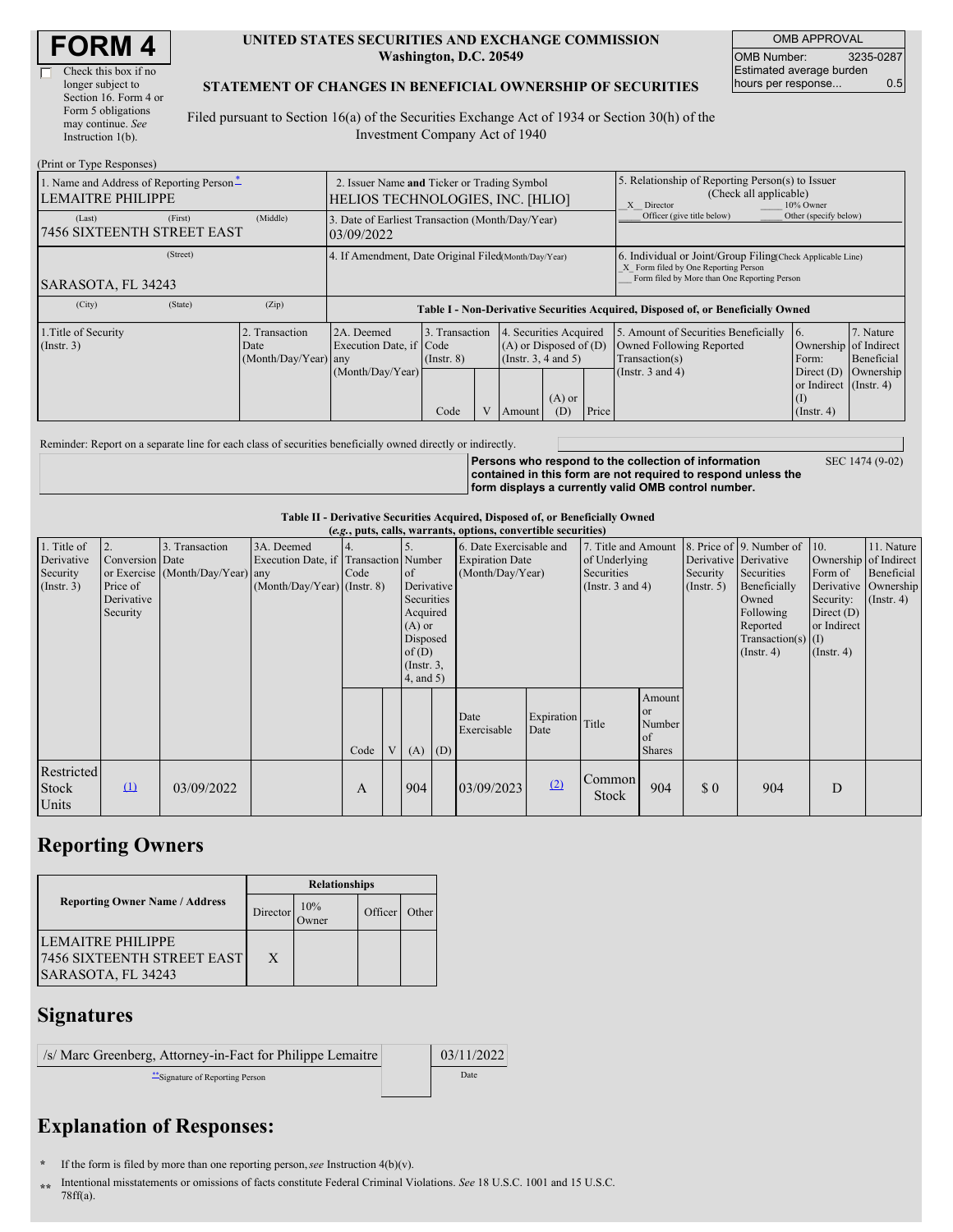# FORM 4

☐ Check this box if no longer subject to Section 16. Form 4 or Form 5 obligations may continue. *See* Instruction 1(b).

**UNITED STATES SECURITIES AND EXCHANGE COMMISSION**
**Washington, D.C. 20549**

**STATEMENT OF CHANGES IN BENEFICIAL OWNERSHIP OF SECURITIES**

Filed pursuant to Section 16(a) of the Securities Exchange Act of 1934 or Section 30(h) of the Investment Company Act of 1940

| OMB APPROVAL | |
|---|---|
| OMB Number: | 3235-0287 |
| Estimated average burden hours per response... | 0.5 |

(Print or Type Responses)

| 1. Name and Address of Reporting Person* | 2. Issuer Name **and** Ticker or Trading Symbol | 5. Relationship of Reporting Person(s) to Issuer (Check all applicable) |
|---|---|---|
| LEMAITRE PHILIPPE | HELIOS TECHNOLOGIES, INC. [HLIO] | _X_ Director ___ 10% Owner ___ Officer (give title below) ___ Other (specify below) |
| (Last) (First) (Middle) 7456 SIXTEENTH STREET EAST | 3. Date of Earliest Transaction (Month/Day/Year) 03/09/2022 | |
| (Street) SARASOTA, FL 34243 | 4. If Amendment, Date Original Filed (Month/Day/Year) | 6. Individual or Joint/Group Filing (Check Applicable Line) _X_ Form filed by One Reporting Person ___ Form filed by More than One Reporting Person |
| (City) (State) (Zip) | | |

**Table I - Non-Derivative Securities Acquired, Disposed of, or Beneficially Owned**

| 1.Title of Security (Instr. 3) | 2. Transaction Date (Month/Day/Year) | 2A. Deemed Execution Date, if any (Month/Day/Year) | 3. Transaction Code (Instr. 8) | | 4. Securities Acquired (A) or Disposed of (D) (Instr. 3, 4 and 5) | | | 5. Amount of Securities Beneficially Owned Following Reported Transaction(s) (Instr. 3 and 4) | 6. Ownership Form: Direct (D) or Indirect (I) (Instr. 4) | 7. Nature of Indirect Beneficial Ownership (Instr. 4) |
|---|---|---|---|---|---|---|---|---|---|---|
| | | | Code | V | Amount | (A) or (D) | Price | | | |

Reminder: Report on a separate line for each class of securities beneficially owned directly or indirectly.

**Persons who respond to the collection of information contained in this form are not required to respond unless the form displays a currently valid OMB control number.** SEC 1474 (9-02)

**Table II - Derivative Securities Acquired, Disposed of, or Beneficially Owned**
**(*e.g.*, puts, calls, warrants, options, convertible securities)**

| 1. Title of Derivative Security (Instr. 3) | 2. Conversion or Exercise Price of Derivative Security | 3. Transaction Date (Month/Day/Year) | 3A. Deemed Execution Date, if any (Month/Day/Year) | 4. Transaction Code (Instr. 8) | | 5. Number of Derivative Securities Acquired (A) or Disposed of (D) (Instr. 3, 4, and 5) | | 6. Date Exercisable and Expiration Date (Month/Day/Year) | | 7. Title and Amount of Underlying Securities (Instr. 3 and 4) | | 8. Price of Derivative Security (Instr. 5) | 9. Number of Derivative Securities Beneficially Owned Following Reported Transaction(s) (Instr. 4) | 10. Ownership Form of Derivative Security: Direct (D) or Indirect (I) (Instr. 4) | 11. Nature of Indirect Beneficial Ownership (Instr. 4) |
|---|---|---|---|---|---|---|---|---|---|---|---|---|---|---|---|
| | | | | Code | V | (A) | (D) | Date Exercisable | Expiration Date | Title | Amount or Number of Shares | | | | |
| Restricted Stock Units | (1) | 03/09/2022 | | A | | 904 | | 03/09/2023 | (2) | Common Stock | 904 | $ 0 | 904 | D | |

## Reporting Owners

| Reporting Owner Name / Address | Relationships | | | |
|---|---|---|---|---|
| | Director | 10% Owner | Officer | Other |
| LEMAITRE PHILIPPE 7456 SIXTEENTH STREET EAST SARASOTA, FL 34243 | X | | | |

## Signatures

| /s/ Marc Greenberg, Attorney-in-Fact for Philippe Lemaitre | 03/11/2022 |
|---|---|
| **Signature of Reporting Person | Date |

## Explanation of Responses:

\* If the form is filed by more than one reporting person, *see* Instruction 4(b)(v).

\*\* Intentional misstatements or omissions of facts constitute Federal Criminal Violations. *See* 18 U.S.C. 1001 and 15 U.S.C. 78ff(a).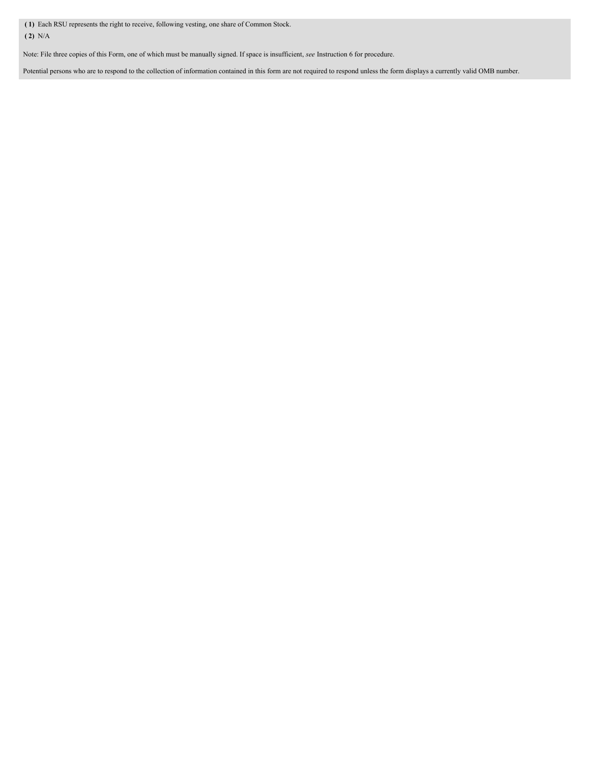**( 1)** Each RSU represents the right to receive, following vesting, one share of Common Stock.

**( 2)** N/A

Note: File three copies of this Form, one of which must be manually signed. If space is insufficient, *see* Instruction 6 for procedure.

Potential persons who are to respond to the collection of information contained in this form are not required to respond unless the form displays a currently valid OMB number.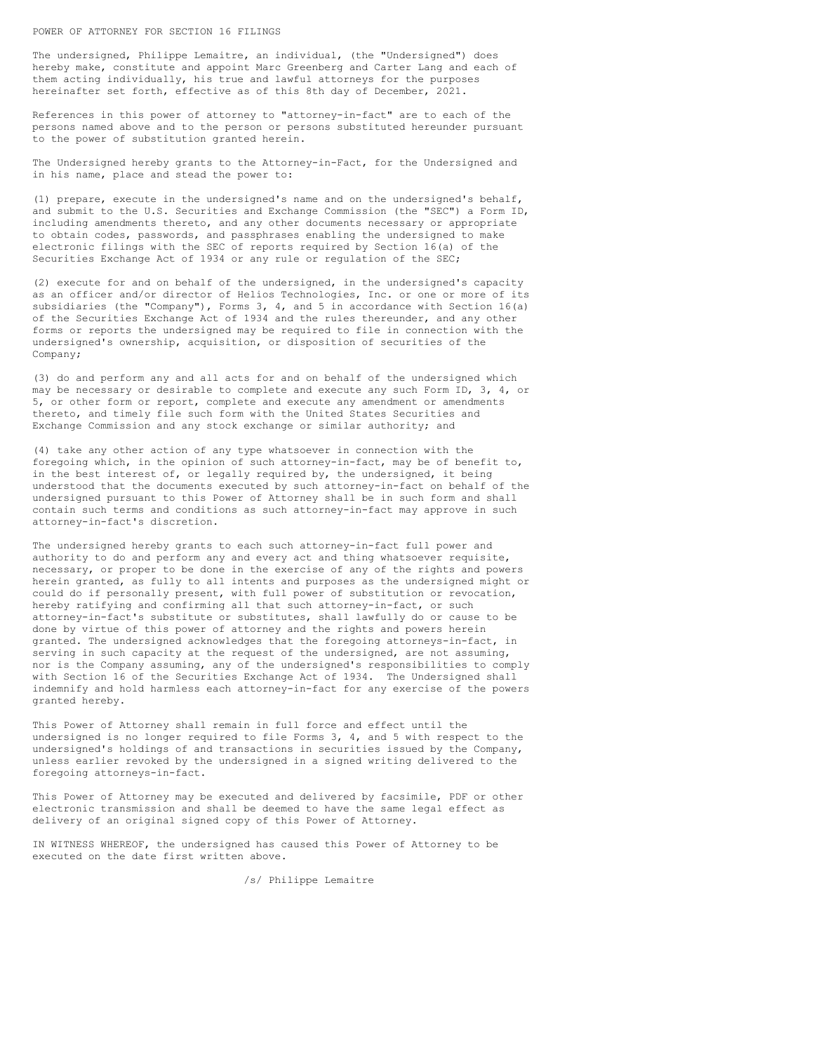POWER OF ATTORNEY FOR SECTION 16 FILINGS

The undersigned, Philippe Lemaitre, an individual, (the "Undersigned") does hereby make, constitute and appoint Marc Greenberg and Carter Lang and each of them acting individually, his true and lawful attorneys for the purposes hereinafter set forth, effective as of this 8th day of December, 2021.

References in this power of attorney to "attorney-in-fact" are to each of the persons named above and to the person or persons substituted hereunder pursuant to the power of substitution granted herein.

The Undersigned hereby grants to the Attorney-in-Fact, for the Undersigned and in his name, place and stead the power to:

(1) prepare, execute in the undersigned's name and on the undersigned's behalf, and submit to the U.S. Securities and Exchange Commission (the "SEC") a Form ID, including amendments thereto, and any other documents necessary or appropriate to obtain codes, passwords, and passphrases enabling the undersigned to make electronic filings with the SEC of reports required by Section 16(a) of the Securities Exchange Act of 1934 or any rule or regulation of the SEC;

(2) execute for and on behalf of the undersigned, in the undersigned's capacity as an officer and/or director of Helios Technologies, Inc. or one or more of its subsidiaries (the "Company"), Forms 3, 4, and 5 in accordance with Section 16(a) of the Securities Exchange Act of 1934 and the rules thereunder, and any other forms or reports the undersigned may be required to file in connection with the undersigned's ownership, acquisition, or disposition of securities of the Company;

(3) do and perform any and all acts for and on behalf of the undersigned which may be necessary or desirable to complete and execute any such Form ID, 3, 4, or 5, or other form or report, complete and execute any amendment or amendments thereto, and timely file such form with the United States Securities and Exchange Commission and any stock exchange or similar authority; and

(4) take any other action of any type whatsoever in connection with the foregoing which, in the opinion of such attorney-in-fact, may be of benefit to, in the best interest of, or legally required by, the undersigned, it being understood that the documents executed by such attorney-in-fact on behalf of the undersigned pursuant to this Power of Attorney shall be in such form and shall contain such terms and conditions as such attorney-in-fact may approve in such attorney-in-fact's discretion.

The undersigned hereby grants to each such attorney-in-fact full power and authority to do and perform any and every act and thing whatsoever requisite, necessary, or proper to be done in the exercise of any of the rights and powers herein granted, as fully to all intents and purposes as the undersigned might or could do if personally present, with full power of substitution or revocation, hereby ratifying and confirming all that such attorney-in-fact, or such attorney-in-fact's substitute or substitutes, shall lawfully do or cause to be done by virtue of this power of attorney and the rights and powers herein granted. The undersigned acknowledges that the foregoing attorneys-in-fact, in serving in such capacity at the request of the undersigned, are not assuming, nor is the Company assuming, any of the undersigned's responsibilities to comply with Section 16 of the Securities Exchange Act of 1934. The Undersigned shall indemnify and hold harmless each attorney-in-fact for any exercise of the powers granted hereby.

This Power of Attorney shall remain in full force and effect until the undersigned is no longer required to file Forms 3, 4, and 5 with respect to the undersigned's holdings of and transactions in securities issued by the Company, unless earlier revoked by the undersigned in a signed writing delivered to the foregoing attorneys-in-fact.

This Power of Attorney may be executed and delivered by facsimile, PDF or other electronic transmission and shall be deemed to have the same legal effect as delivery of an original signed copy of this Power of Attorney.

IN WITNESS WHEREOF, the undersigned has caused this Power of Attorney to be executed on the date first written above.

/s/ Philippe Lemaitre